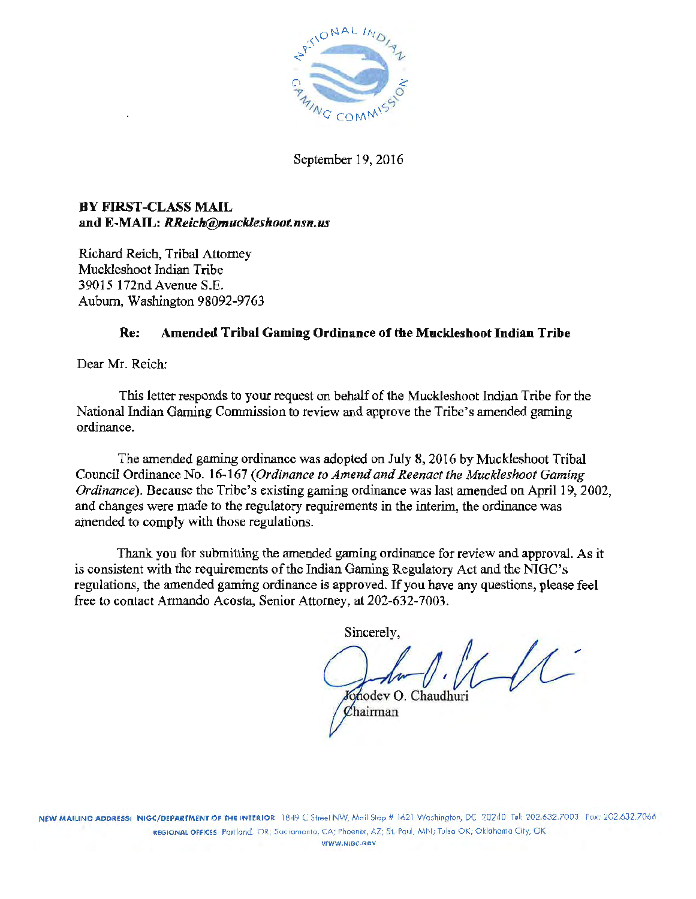September 19, 2016

**BY FIRST-CLASS MAIL**
**and E-MAIL: *RReich@muckleshoot.nsn.us***

Richard Reich, Tribal Attorney
Muckleshoot Indian Tribe
39015 172nd Avenue S.E.
Auburn, Washington 98092-9763

**Re: Amended Tribal Gaming Ordinance of the Muckleshoot Indian Tribe**

Dear Mr. Reich:

This letter responds to your request on behalf of the Muckleshoot Indian Tribe for the National Indian Gaming Commission to review and approve the Tribe's amended gaming ordinance.

The amended gaming ordinance was adopted on July 8, 2016 by Muckleshoot Tribal Council Ordinance No. 16-167 (*Ordinance to Amend and Reenact the Muckleshoot Gaming Ordinance*). Because the Tribe's existing gaming ordinance was last amended on April 19, 2002, and changes were made to the regulatory requirements in the interim, the ordinance was amended to comply with those regulations.

Thank you for submitting the amended gaming ordinance for review and approval. As it is consistent with the requirements of the Indian Gaming Regulatory Act and the NIGC's regulations, the amended gaming ordinance is approved. If you have any questions, please feel free to contact Armando Acosta, Senior Attorney, at 202-632-7003.

Sincerely,

Jonodev O. Chaudhuri
Chairman

NEW MAILING ADDRESS: NIGC/DEPARTMENT OF THE INTERIOR 1849 C Street NW, Mail Stop # 1621 Washington, DC 20240 Tel: 202.632.7003 Fax: 202.632.7066
REGIONAL OFFICES Portland, OR; Sacramento, CA; Phoenix, AZ; St. Paul, MN; Tulsa OK; Oklahoma City, OK
WWW.NIGC.GOV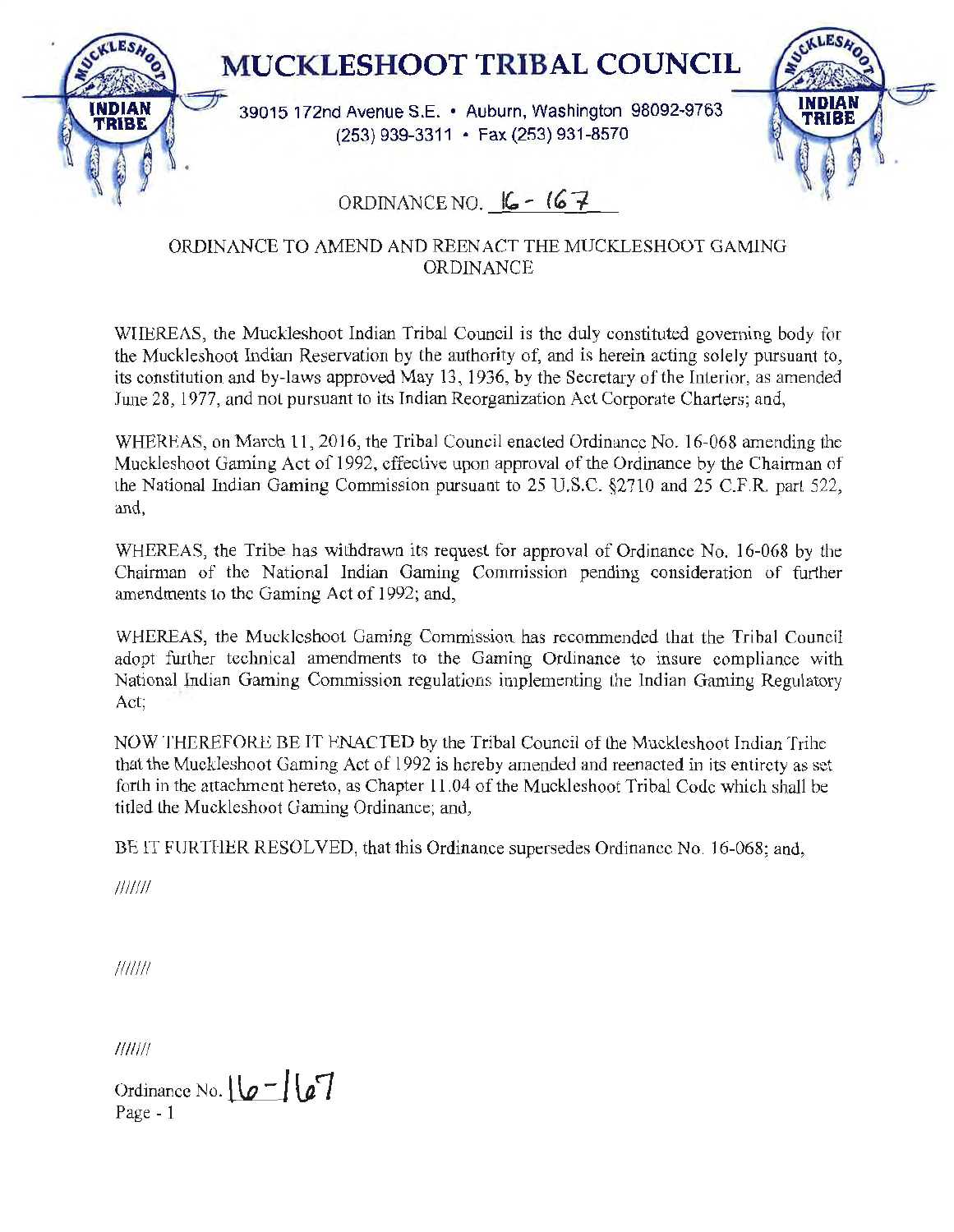# MUCKLESHOOT TRIBAL COUNCIL

39015 172nd Avenue S.E. • Auburn, Washington 98092-9763
(253) 939-3311 • Fax (253) 931-8570

ORDINANCE NO. 16 - 167

## ORDINANCE TO AMEND AND REENACT THE MUCKLESHOOT GAMING ORDINANCE

WHEREAS, the Muckleshoot Indian Tribal Council is the duly constituted governing body for the Muckleshoot Indian Reservation by the authority of, and is herein acting solely pursuant to, its constitution and by-laws approved May 13, 1936, by the Secretary of the Interior, as amended June 28, 1977, and not pursuant to its Indian Reorganization Act Corporate Charters; and,

WHEREAS, on March 11, 2016, the Tribal Council enacted Ordinance No. 16-068 amending the Muckleshoot Gaming Act of 1992, effective upon approval of the Ordinance by the Chairman of the National Indian Gaming Commission pursuant to 25 U.S.C. §2710 and 25 C.F.R. part 522, and,

WHEREAS, the Tribe has withdrawn its request for approval of Ordinance No. 16-068 by the Chairman of the National Indian Gaming Commission pending consideration of further amendments to the Gaming Act of 1992; and,

WHEREAS, the Muckleshoot Gaming Commission has recommended that the Tribal Council adopt further technical amendments to the Gaming Ordinance to insure compliance with National Indian Gaming Commission regulations implementing the Indian Gaming Regulatory Act;

NOW THEREFORE BE IT ENACTED by the Tribal Council of the Muckleshoot Indian Tribe that the Muckleshoot Gaming Act of 1992 is hereby amended and reenacted in its entirety as set forth in the attachment hereto, as Chapter 11.04 of the Muckleshoot Tribal Code which shall be titled the Muckleshoot Gaming Ordinance; and,

BE IT FURTHER RESOLVED, that this Ordinance supersedes Ordinance No. 16-068; and,

//////

//////

//////

Ordinance No. 16-167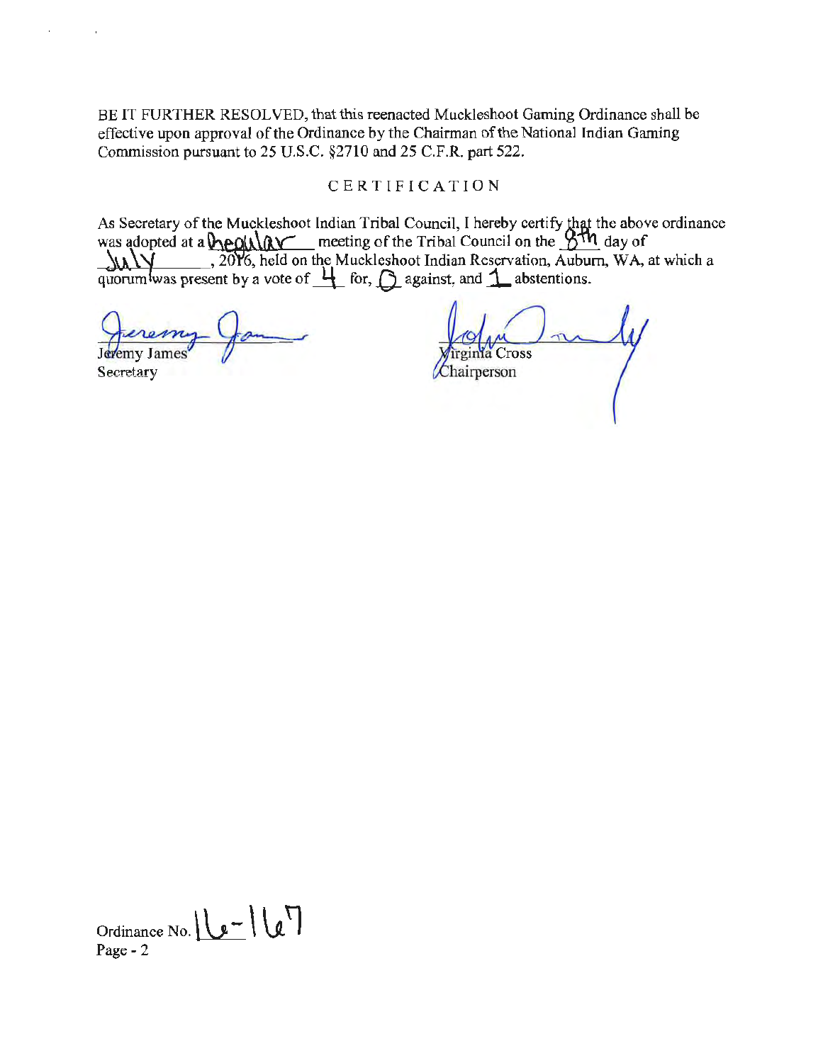BE IT FURTHER RESOLVED, that this reenacted Muckleshoot Gaming Ordinance shall be effective upon approval of the Ordinance by the Chairman of the National Indian Gaming Commission pursuant to 25 U.S.C. §2710 and 25 C.F.R. part 522.

## CERTIFICATION

As Secretary of the Muckleshoot Indian Tribal Council, I hereby certify that the above ordinance was adopted at a regular meeting of the Tribal Council on the 8th day of July, 2016, held on the Muckleshoot Indian Reservation, Auburn, WA, at which a quorum was present by a vote of 4 for, 0 against, and 1 abstentions.

Jeremy James
Secretary

Virginia Cross
Chairperson

Ordinance No. 16-167
Page - 2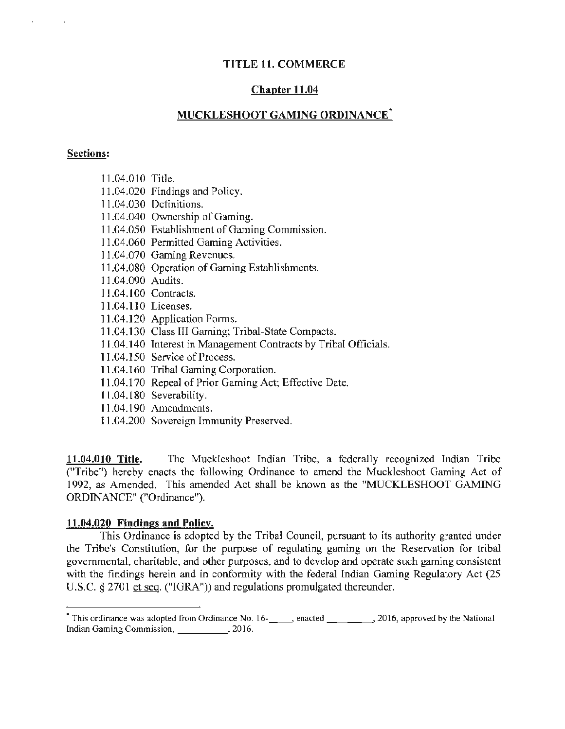# TITLE 11. COMMERCE

## Chapter 11.04

## MUCKLESHOOT GAMING ORDINANCE*

**Sections:**

11.04.010 Title.
11.04.020 Findings and Policy.
11.04.030 Definitions.
11.04.040 Ownership of Gaming.
11.04.050 Establishment of Gaming Commission.
11.04.060 Permitted Gaming Activities.
11.04.070 Gaming Revenues.
11.04.080 Operation of Gaming Establishments.
11.04.090 Audits.
11.04.100 Contracts.
11.04.110 Licenses.
11.04.120 Application Forms.
11.04.130 Class III Gaming; Tribal-State Compacts.
11.04.140 Interest in Management Contracts by Tribal Officials.
11.04.150 Service of Process.
11.04.160 Tribal Gaming Corporation.
11.04.170 Repeal of Prior Gaming Act; Effective Date.
11.04.180 Severability.
11.04.190 Amendments.
11.04.200 Sovereign Immunity Preserved.

**11.04.010 Title.** The Muckleshoot Indian Tribe, a federally recognized Indian Tribe ("Tribe") hereby enacts the following Ordinance to amend the Muckleshoot Gaming Act of 1992, as Amended. This amended Act shall be known as the "MUCKLESHOOT GAMING ORDINANCE" ("Ordinance").

**11.04.020 Findings and Policy.**

This Ordinance is adopted by the Tribal Council, pursuant to its authority granted under the Tribe's Constitution, for the purpose of regulating gaming on the Reservation for tribal governmental, charitable, and other purposes, and to develop and operate such gaming consistent with the findings herein and in conformity with the federal Indian Gaming Regulatory Act (25 U.S.C. § 2701 et seq. ("IGRA")) and regulations promulgated thereunder.

---

* This ordinance was adopted from Ordinance No. 16-\_\_\_\_, enacted \_\_\_\_\_\_\_\_\_, 2016, approved by the National Indian Gaming Commission, \_\_\_\_\_\_\_\_\_\_, 2016.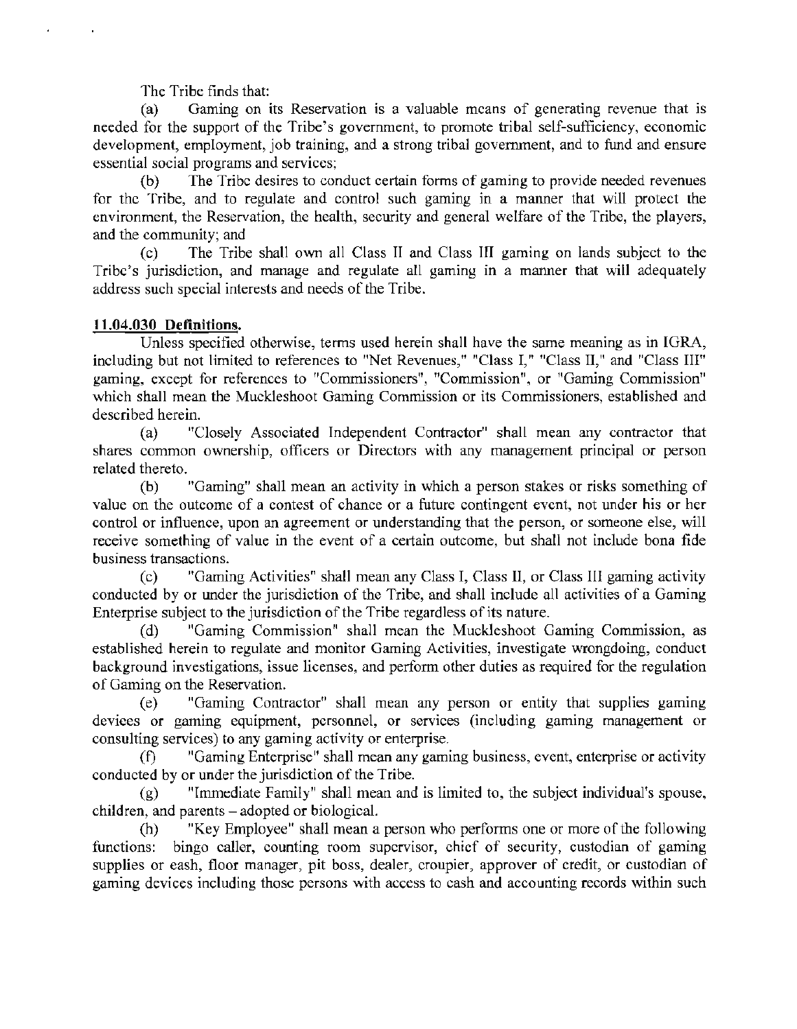The Tribe finds that:

(a) Gaming on its Reservation is a valuable means of generating revenue that is needed for the support of the Tribe's government, to promote tribal self-sufficiency, economic development, employment, job training, and a strong tribal government, and to fund and ensure essential social programs and services;

(b) The Tribe desires to conduct certain forms of gaming to provide needed revenues for the Tribe, and to regulate and control such gaming in a manner that will protect the environment, the Reservation, the health, security and general welfare of the Tribe, the players, and the community; and

(c) The Tribe shall own all Class II and Class III gaming on lands subject to the Tribe's jurisdiction, and manage and regulate all gaming in a manner that will adequately address such special interests and needs of the Tribe.

**11.04.030 Definitions.**

Unless specified otherwise, terms used herein shall have the same meaning as in IGRA, including but not limited to references to "Net Revenues," "Class I," "Class II," and "Class III" gaming, except for references to "Commissioners", "Commission", or "Gaming Commission" which shall mean the Muckleshoot Gaming Commission or its Commissioners, established and described herein.

(a) "Closely Associated Independent Contractor" shall mean any contractor that shares common ownership, officers or Directors with any management principal or person related thereto.

(b) "Gaming" shall mean an activity in which a person stakes or risks something of value on the outcome of a contest of chance or a future contingent event, not under his or her control or influence, upon an agreement or understanding that the person, or someone else, will receive something of value in the event of a certain outcome, but shall not include bona fide business transactions.

(c) "Gaming Activities" shall mean any Class I, Class II, or Class III gaming activity conducted by or under the jurisdiction of the Tribe, and shall include all activities of a Gaming Enterprise subject to the jurisdiction of the Tribe regardless of its nature.

(d) "Gaming Commission" shall mean the Muckleshoot Gaming Commission, as established herein to regulate and monitor Gaming Activities, investigate wrongdoing, conduct background investigations, issue licenses, and perform other duties as required for the regulation of Gaming on the Reservation.

(e) "Gaming Contractor" shall mean any person or entity that supplies gaming devices or gaming equipment, personnel, or services (including gaming management or consulting services) to any gaming activity or enterprise.

(f) "Gaming Enterprise" shall mean any gaming business, event, enterprise or activity conducted by or under the jurisdiction of the Tribe.

(g) "Immediate Family" shall mean and is limited to, the subject individual's spouse, children, and parents – adopted or biological.

(h) "Key Employee" shall mean a person who performs one or more of the following functions: bingo caller, counting room supervisor, chief of security, custodian of gaming supplies or cash, floor manager, pit boss, dealer, croupier, approver of credit, or custodian of gaming devices including those persons with access to cash and accounting records within such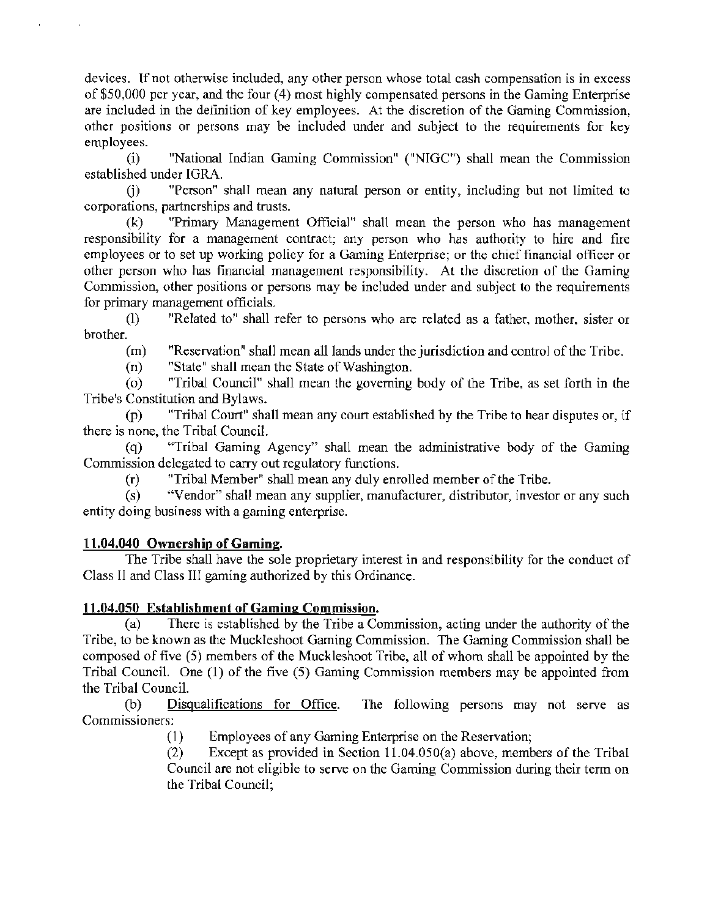devices. If not otherwise included, any other person whose total cash compensation is in excess of $50,000 per year, and the four (4) most highly compensated persons in the Gaming Enterprise are included in the definition of key employees. At the discretion of the Gaming Commission, other positions or persons may be included under and subject to the requirements for key employees.

(i) "National Indian Gaming Commission" ("NIGC") shall mean the Commission established under IGRA.

(j) "Person" shall mean any natural person or entity, including but not limited to corporations, partnerships and trusts.

(k) "Primary Management Official" shall mean the person who has management responsibility for a management contract; any person who has authority to hire and fire employees or to set up working policy for a Gaming Enterprise; or the chief financial officer or other person who has financial management responsibility. At the discretion of the Gaming Commission, other positions or persons may be included under and subject to the requirements for primary management officials.

(l) "Related to" shall refer to persons who are related as a father, mother, sister or brother.

(m) "Reservation" shall mean all lands under the jurisdiction and control of the Tribe.

(n) "State" shall mean the State of Washington.

(o) "Tribal Council" shall mean the governing body of the Tribe, as set forth in the Tribe's Constitution and Bylaws.

(p) "Tribal Court" shall mean any court established by the Tribe to hear disputes or, if there is none, the Tribal Council.

(q) "Tribal Gaming Agency" shall mean the administrative body of the Gaming Commission delegated to carry out regulatory functions.

(r) "Tribal Member" shall mean any duly enrolled member of the Tribe.

(s) "Vendor" shall mean any supplier, manufacturer, distributor, investor or any such entity doing business with a gaming enterprise.

**11.04.040 Ownership of Gaming.**

The Tribe shall have the sole proprietary interest in and responsibility for the conduct of Class II and Class III gaming authorized by this Ordinance.

**11.04.050 Establishment of Gaming Commission.**

(a) There is established by the Tribe a Commission, acting under the authority of the Tribe, to be known as the Muckleshoot Gaming Commission. The Gaming Commission shall be composed of five (5) members of the Muckleshoot Tribe, all of whom shall be appointed by the Tribal Council. One (1) of the five (5) Gaming Commission members may be appointed from the Tribal Council.

(b) Disqualifications for Office. The following persons may not serve as Commissioners:

(1) Employees of any Gaming Enterprise on the Reservation;

(2) Except as provided in Section 11.04.050(a) above, members of the Tribal Council are not eligible to serve on the Gaming Commission during their term on the Tribal Council;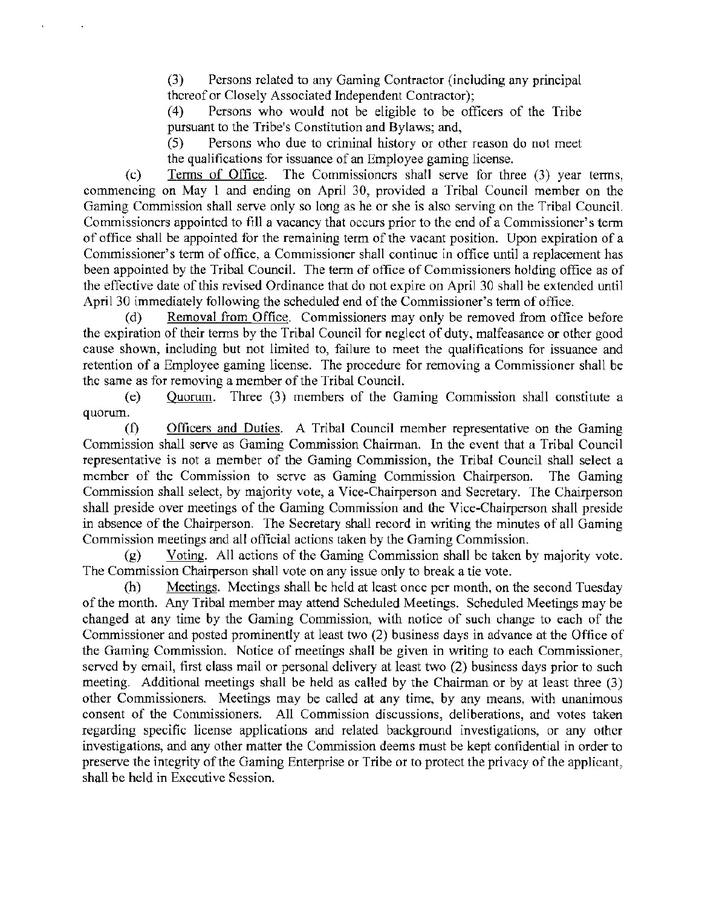(3) Persons related to any Gaming Contractor (including any principal thereof or Closely Associated Independent Contractor);

(4) Persons who would not be eligible to be officers of the Tribe pursuant to the Tribe's Constitution and Bylaws; and,

(5) Persons who due to criminal history or other reason do not meet the qualifications for issuance of an Employee gaming license.

(c) Terms of Office. The Commissioners shall serve for three (3) year terms, commencing on May 1 and ending on April 30, provided a Tribal Council member on the Gaming Commission shall serve only so long as he or she is also serving on the Tribal Council. Commissioners appointed to fill a vacancy that occurs prior to the end of a Commissioner's term of office shall be appointed for the remaining term of the vacant position. Upon expiration of a Commissioner's term of office, a Commissioner shall continue in office until a replacement has been appointed by the Tribal Council. The term of office of Commissioners holding office as of the effective date of this revised Ordinance that do not expire on April 30 shall be extended until April 30 immediately following the scheduled end of the Commissioner's term of office.

(d) Removal from Office. Commissioners may only be removed from office before the expiration of their terms by the Tribal Council for neglect of duty, malfeasance or other good cause shown, including but not limited to, failure to meet the qualifications for issuance and retention of a Employee gaming license. The procedure for removing a Commissioner shall be the same as for removing a member of the Tribal Council.

(e) Quorum. Three (3) members of the Gaming Commission shall constitute a quorum.

(f) Officers and Duties. A Tribal Council member representative on the Gaming Commission shall serve as Gaming Commission Chairman. In the event that a Tribal Council representative is not a member of the Gaming Commission, the Tribal Council shall select a member of the Commission to serve as Gaming Commission Chairperson. The Gaming Commission shall select, by majority vote, a Vice-Chairperson and Secretary. The Chairperson shall preside over meetings of the Gaming Commission and the Vice-Chairperson shall preside in absence of the Chairperson. The Secretary shall record in writing the minutes of all Gaming Commission meetings and all official actions taken by the Gaming Commission.

(g) Voting. All actions of the Gaming Commission shall be taken by majority vote. The Commission Chairperson shall vote on any issue only to break a tie vote.

(h) Meetings. Meetings shall be held at least once per month, on the second Tuesday of the month. Any Tribal member may attend Scheduled Meetings. Scheduled Meetings may be changed at any time by the Gaming Commission, with notice of such change to each of the Commissioner and posted prominently at least two (2) business days in advance at the Office of the Gaming Commission. Notice of meetings shall be given in writing to each Commissioner, served by email, first class mail or personal delivery at least two (2) business days prior to such meeting. Additional meetings shall be held as called by the Chairman or by at least three (3) other Commissioners. Meetings may be called at any time, by any means, with unanimous consent of the Commissioners. All Commission discussions, deliberations, and votes taken regarding specific license applications and related background investigations, or any other investigations, and any other matter the Commission deems must be kept confidential in order to preserve the integrity of the Gaming Enterprise or Tribe or to protect the privacy of the applicant, shall be held in Executive Session.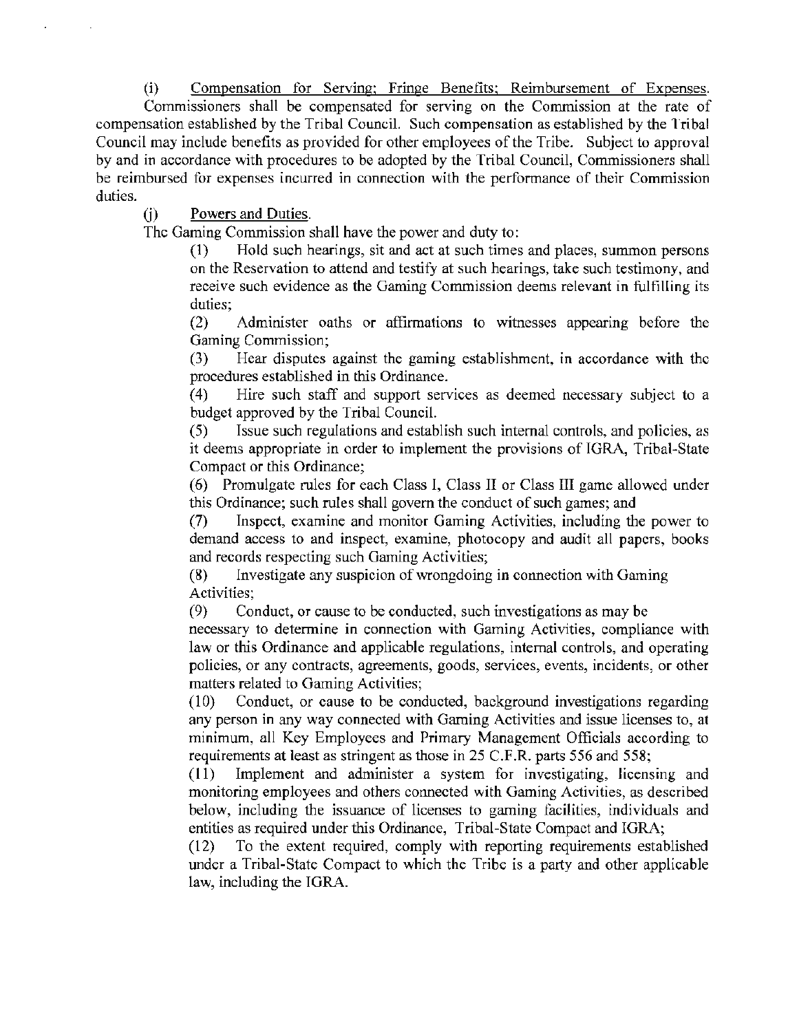(i) Compensation for Serving; Fringe Benefits; Reimbursement of Expenses.

Commissioners shall be compensated for serving on the Commission at the rate of compensation established by the Tribal Council. Such compensation as established by the Tribal Council may include benefits as provided for other employees of the Tribe. Subject to approval by and in accordance with procedures to be adopted by the Tribal Council, Commissioners shall be reimbursed for expenses incurred in connection with the performance of their Commission duties.

(j) Powers and Duties.

The Gaming Commission shall have the power and duty to:

(1) Hold such hearings, sit and act at such times and places, summon persons on the Reservation to attend and testify at such hearings, take such testimony, and receive such evidence as the Gaming Commission deems relevant in fulfilling its duties;

(2) Administer oaths or affirmations to witnesses appearing before the Gaming Commission;

(3) Hear disputes against the gaming establishment, in accordance with the procedures established in this Ordinance.

(4) Hire such staff and support services as deemed necessary subject to a budget approved by the Tribal Council.

(5) Issue such regulations and establish such internal controls, and policies, as it deems appropriate in order to implement the provisions of IGRA, Tribal-State Compact or this Ordinance;

(6) Promulgate rules for each Class I, Class II or Class III game allowed under this Ordinance; such rules shall govern the conduct of such games; and

(7) Inspect, examine and monitor Gaming Activities, including the power to demand access to and inspect, examine, photocopy and audit all papers, books and records respecting such Gaming Activities;

(8) Investigate any suspicion of wrongdoing in connection with Gaming Activities;

(9) Conduct, or cause to be conducted, such investigations as may be necessary to determine in connection with Gaming Activities, compliance with law or this Ordinance and applicable regulations, internal controls, and operating policies, or any contracts, agreements, goods, services, events, incidents, or other matters related to Gaming Activities;

(10) Conduct, or cause to be conducted, background investigations regarding any person in any way connected with Gaming Activities and issue licenses to, at minimum, all Key Employees and Primary Management Officials according to requirements at least as stringent as those in 25 C.F.R. parts 556 and 558;

(11) Implement and administer a system for investigating, licensing and monitoring employees and others connected with Gaming Activities, as described below, including the issuance of licenses to gaming facilities, individuals and entities as required under this Ordinance, Tribal-State Compact and IGRA;

(12) To the extent required, comply with reporting requirements established under a Tribal-State Compact to which the Tribe is a party and other applicable law, including the IGRA.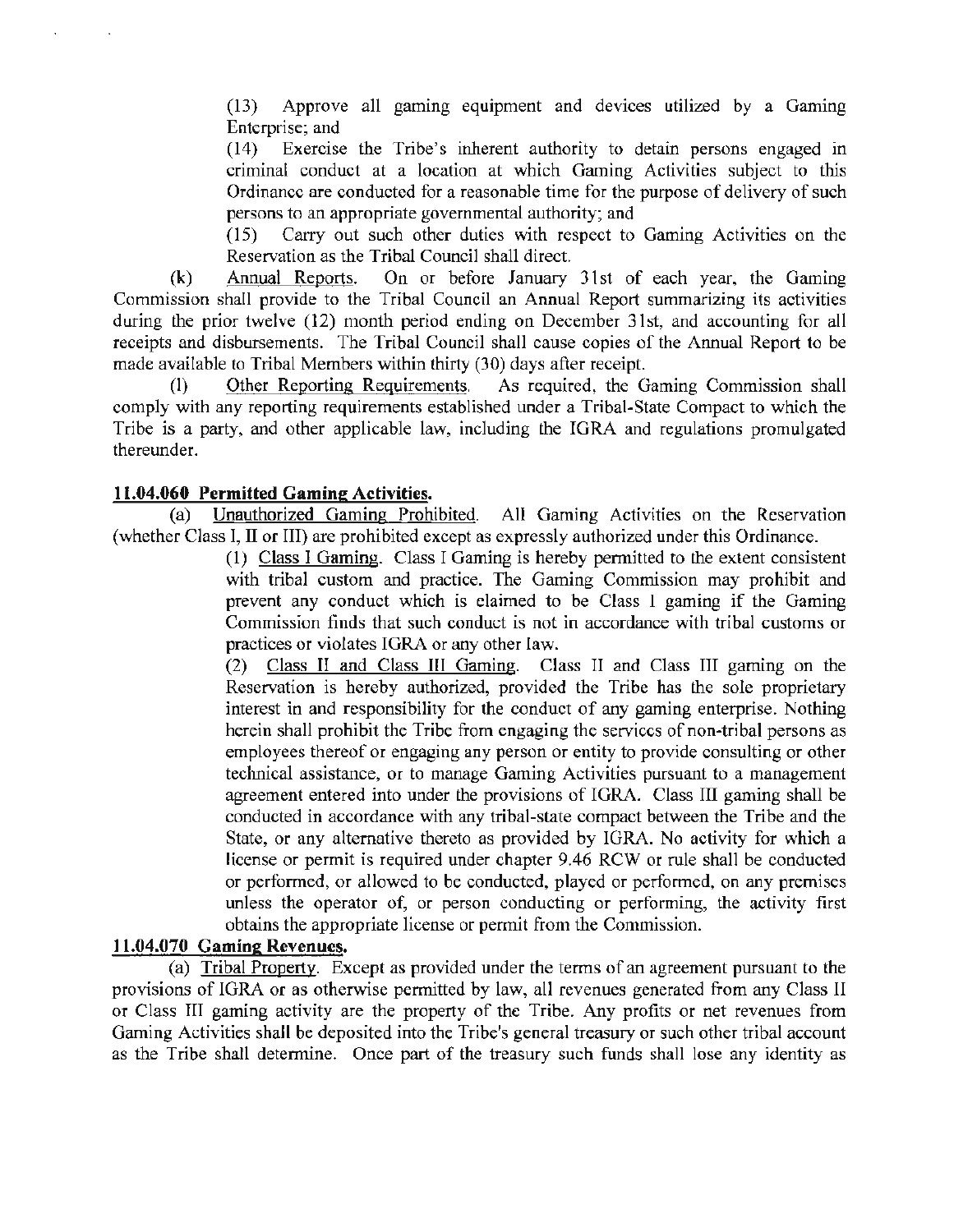(13) Approve all gaming equipment and devices utilized by a Gaming Enterprise; and

(14) Exercise the Tribe's inherent authority to detain persons engaged in criminal conduct at a location at which Gaming Activities subject to this Ordinance are conducted for a reasonable time for the purpose of delivery of such persons to an appropriate governmental authority; and

(15) Carry out such other duties with respect to Gaming Activities on the Reservation as the Tribal Council shall direct.

(k) Annual Reports. On or before January 31st of each year, the Gaming Commission shall provide to the Tribal Council an Annual Report summarizing its activities during the prior twelve (12) month period ending on December 31st, and accounting for all receipts and disbursements. The Tribal Council shall cause copies of the Annual Report to be made available to Tribal Members within thirty (30) days after receipt.

(l) Other Reporting Requirements. As required, the Gaming Commission shall comply with any reporting requirements established under a Tribal-State Compact to which the Tribe is a party, and other applicable law, including the IGRA and regulations promulgated thereunder.

**11.04.060 Permitted Gaming Activities.**

(a) Unauthorized Gaming Prohibited. All Gaming Activities on the Reservation (whether Class I, II or III) are prohibited except as expressly authorized under this Ordinance.

(1) Class I Gaming. Class I Gaming is hereby permitted to the extent consistent with tribal custom and practice. The Gaming Commission may prohibit and prevent any conduct which is claimed to be Class I gaming if the Gaming Commission finds that such conduct is not in accordance with tribal customs or practices or violates IGRA or any other law.

(2) Class II and Class III Gaming. Class II and Class III gaming on the Reservation is hereby authorized, provided the Tribe has the sole proprietary interest in and responsibility for the conduct of any gaming enterprise. Nothing herein shall prohibit the Tribe from engaging the services of non-tribal persons as employees thereof or engaging any person or entity to provide consulting or other technical assistance, or to manage Gaming Activities pursuant to a management agreement entered into under the provisions of IGRA. Class III gaming shall be conducted in accordance with any tribal-state compact between the Tribe and the State, or any alternative thereto as provided by IGRA. No activity for which a license or permit is required under chapter 9.46 RCW or rule shall be conducted or performed, or allowed to be conducted, played or performed, on any premises unless the operator of, or person conducting or performing, the activity first obtains the appropriate license or permit from the Commission.

**11.04.070 Gaming Revenues.**

(a) Tribal Property. Except as provided under the terms of an agreement pursuant to the provisions of IGRA or as otherwise permitted by law, all revenues generated from any Class II or Class III gaming activity are the property of the Tribe. Any profits or net revenues from Gaming Activities shall be deposited into the Tribe's general treasury or such other tribal account as the Tribe shall determine. Once part of the treasury such funds shall lose any identity as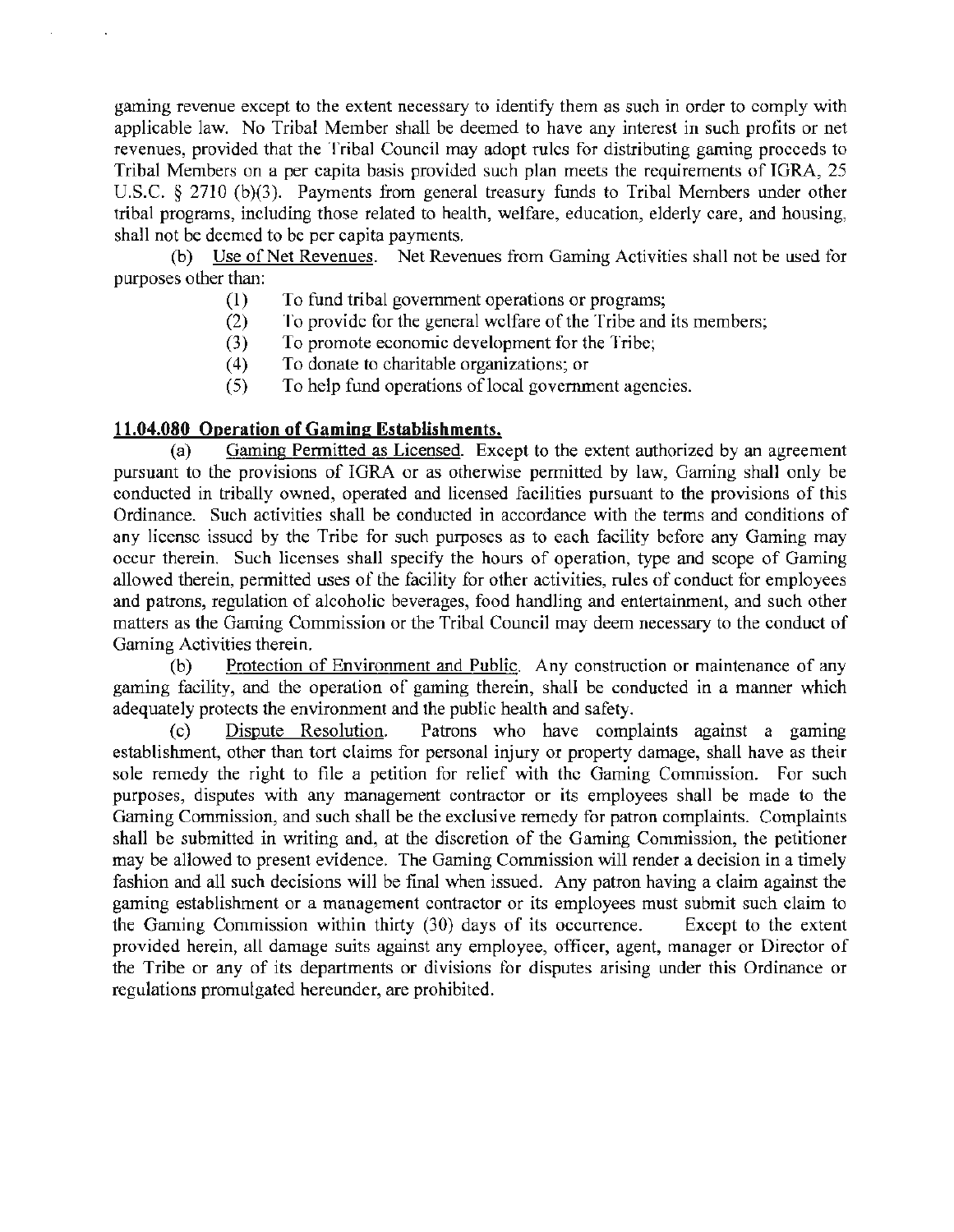gaming revenue except to the extent necessary to identify them as such in order to comply with applicable law. No Tribal Member shall be deemed to have any interest in such profits or net revenues, provided that the Tribal Council may adopt rules for distributing gaming proceeds to Tribal Members on a per capita basis provided such plan meets the requirements of IGRA, 25 U.S.C. § 2710 (b)(3). Payments from general treasury funds to Tribal Members under other tribal programs, including those related to health, welfare, education, elderly care, and housing, shall not be deemed to be per capita payments.

(b) Use of Net Revenues. Net Revenues from Gaming Activities shall not be used for purposes other than:

(1) To fund tribal government operations or programs;
(2) To provide for the general welfare of the Tribe and its members;
(3) To promote economic development for the Tribe;
(4) To donate to charitable organizations; or
(5) To help fund operations of local government agencies.

## 11.04.080 Operation of Gaming Establishments.

(a) Gaming Permitted as Licensed. Except to the extent authorized by an agreement pursuant to the provisions of IGRA or as otherwise permitted by law, Gaming shall only be conducted in tribally owned, operated and licensed facilities pursuant to the provisions of this Ordinance. Such activities shall be conducted in accordance with the terms and conditions of any license issued by the Tribe for such purposes as to each facility before any Gaming may occur therein. Such licenses shall specify the hours of operation, type and scope of Gaming allowed therein, permitted uses of the facility for other activities, rules of conduct for employees and patrons, regulation of alcoholic beverages, food handling and entertainment, and such other matters as the Gaming Commission or the Tribal Council may deem necessary to the conduct of Gaming Activities therein.

(b) Protection of Environment and Public. Any construction or maintenance of any gaming facility, and the operation of gaming therein, shall be conducted in a manner which adequately protects the environment and the public health and safety.

(c) Dispute Resolution. Patrons who have complaints against a gaming establishment, other than tort claims for personal injury or property damage, shall have as their sole remedy the right to file a petition for relief with the Gaming Commission. For such purposes, disputes with any management contractor or its employees shall be made to the Gaming Commission, and such shall be the exclusive remedy for patron complaints. Complaints shall be submitted in writing and, at the discretion of the Gaming Commission, the petitioner may be allowed to present evidence. The Gaming Commission will render a decision in a timely fashion and all such decisions will be final when issued. Any patron having a claim against the gaming establishment or a management contractor or its employees must submit such claim to the Gaming Commission within thirty (30) days of its occurrence. Except to the extent provided herein, all damage suits against any employee, officer, agent, manager or Director of the Tribe or any of its departments or divisions for disputes arising under this Ordinance or regulations promulgated hereunder, are prohibited.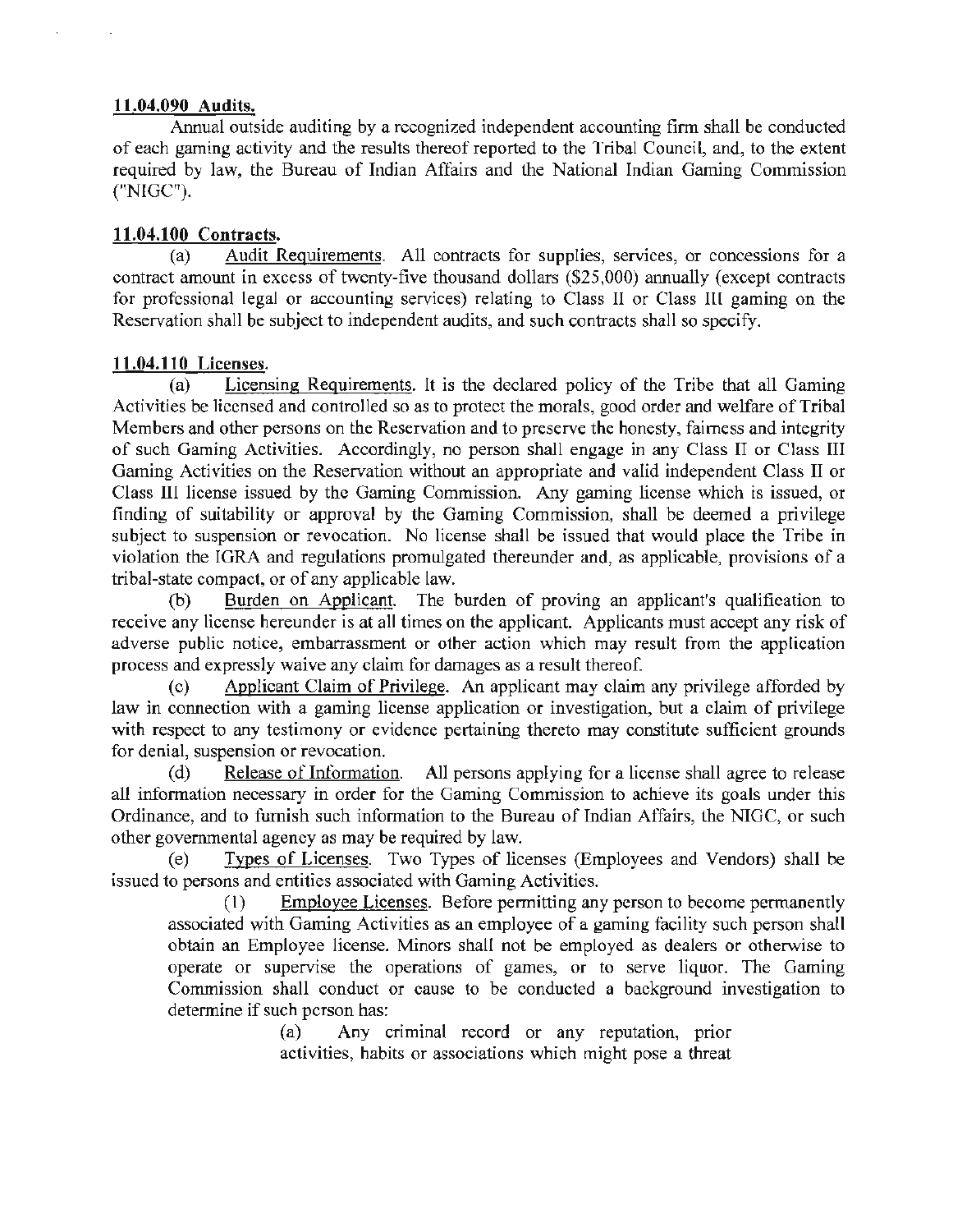**11.04.090 Audits.**

Annual outside auditing by a recognized independent accounting firm shall be conducted of each gaming activity and the results thereof reported to the Tribal Council, and, to the extent required by law, the Bureau of Indian Affairs and the National Indian Gaming Commission ("NIGC").

**11.04.100 Contracts.**

(a) Audit Requirements. All contracts for supplies, services, or concessions for a contract amount in excess of twenty-five thousand dollars ($25,000) annually (except contracts for professional legal or accounting services) relating to Class II or Class III gaming on the Reservation shall be subject to independent audits, and such contracts shall so specify.

**11.04.110 Licenses.**

(a) Licensing Requirements. It is the declared policy of the Tribe that all Gaming Activities be licensed and controlled so as to protect the morals, good order and welfare of Tribal Members and other persons on the Reservation and to preserve the honesty, fairness and integrity of such Gaming Activities. Accordingly, no person shall engage in any Class II or Class III Gaming Activities on the Reservation without an appropriate and valid independent Class II or Class III license issued by the Gaming Commission. Any gaming license which is issued, or finding of suitability or approval by the Gaming Commission, shall be deemed a privilege subject to suspension or revocation. No license shall be issued that would place the Tribe in violation the IGRA and regulations promulgated thereunder and, as applicable, provisions of a tribal-state compact, or of any applicable law.

(b) Burden on Applicant. The burden of proving an applicant's qualification to receive any license hereunder is at all times on the applicant. Applicants must accept any risk of adverse public notice, embarrassment or other action which may result from the application process and expressly waive any claim for damages as a result thereof.

(c) Applicant Claim of Privilege. An applicant may claim any privilege afforded by law in connection with a gaming license application or investigation, but a claim of privilege with respect to any testimony or evidence pertaining thereto may constitute sufficient grounds for denial, suspension or revocation.

(d) Release of Information. All persons applying for a license shall agree to release all information necessary in order for the Gaming Commission to achieve its goals under this Ordinance, and to furnish such information to the Bureau of Indian Affairs, the NIGC, or such other governmental agency as may be required by law.

(e) Types of Licenses. Two Types of licenses (Employees and Vendors) shall be issued to persons and entities associated with Gaming Activities.

(1) Employee Licenses. Before permitting any person to become permanently associated with Gaming Activities as an employee of a gaming facility such person shall obtain an Employee license. Minors shall not be employed as dealers or otherwise to operate or supervise the operations of games, or to serve liquor. The Gaming Commission shall conduct or cause to be conducted a background investigation to determine if such person has:

(a) Any criminal record or any reputation, prior activities, habits or associations which might pose a threat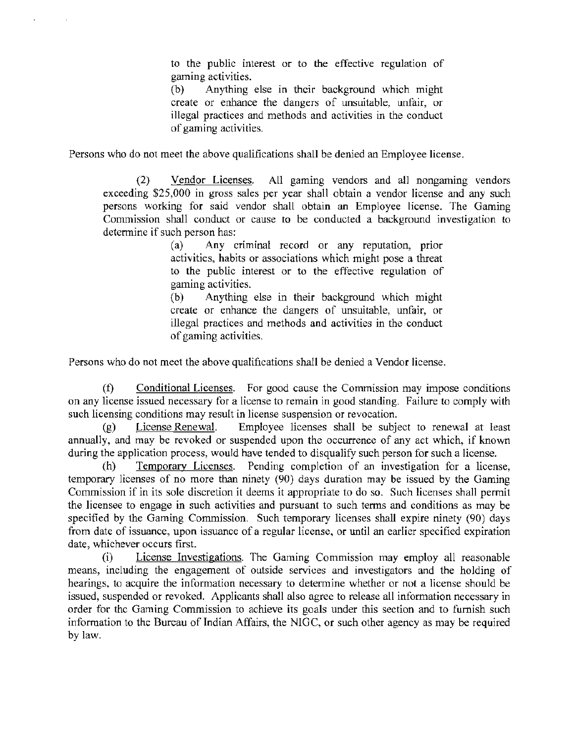to the public interest or to the effective regulation of gaming activities.

(b) Anything else in their background which might create or enhance the dangers of unsuitable, unfair, or illegal practices and methods and activities in the conduct of gaming activities.

Persons who do not meet the above qualifications shall be denied an Employee license.

(2) Vendor Licenses. All gaming vendors and all nongaming vendors exceeding $25,000 in gross sales per year shall obtain a vendor license and any such persons working for said vendor shall obtain an Employee license. The Gaming Commission shall conduct or cause to be conducted a background investigation to determine if such person has:

(a) Any criminal record or any reputation, prior activities, habits or associations which might pose a threat to the public interest or to the effective regulation of gaming activities.

(b) Anything else in their background which might create or enhance the dangers of unsuitable, unfair, or illegal practices and methods and activities in the conduct of gaming activities.

Persons who do not meet the above qualifications shall be denied a Vendor license.

(f) Conditional Licenses. For good cause the Commission may impose conditions on any license issued necessary for a license to remain in good standing. Failure to comply with such licensing conditions may result in license suspension or revocation.

(g) License Renewal. Employee licenses shall be subject to renewal at least annually, and may be revoked or suspended upon the occurrence of any act which, if known during the application process, would have tended to disqualify such person for such a license.

(h) Temporary Licenses. Pending completion of an investigation for a license, temporary licenses of no more than ninety (90) days duration may be issued by the Gaming Commission if in its sole discretion it deems it appropriate to do so. Such licenses shall permit the licensee to engage in such activities and pursuant to such terms and conditions as may be specified by the Gaming Commission. Such temporary licenses shall expire ninety (90) days from date of issuance, upon issuance of a regular license, or until an earlier specified expiration date, whichever occurs first.

(i) License Investigations. The Gaming Commission may employ all reasonable means, including the engagement of outside services and investigators and the holding of hearings, to acquire the information necessary to determine whether or not a license should be issued, suspended or revoked. Applicants shall also agree to release all information necessary in order for the Gaming Commission to achieve its goals under this section and to furnish such information to the Bureau of Indian Affairs, the NIGC, or such other agency as may be required by law.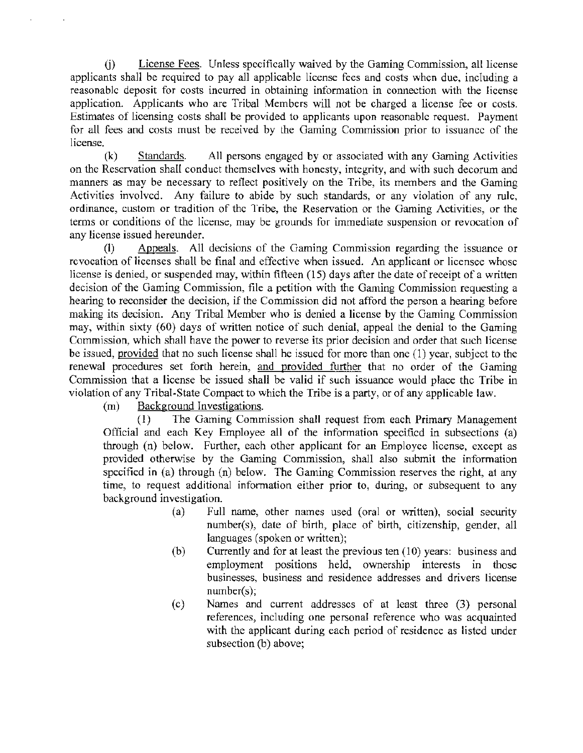(j) License Fees. Unless specifically waived by the Gaming Commission, all license applicants shall be required to pay all applicable license fees and costs when due, including a reasonable deposit for costs incurred in obtaining information in connection with the license application. Applicants who are Tribal Members will not be charged a license fee or costs. Estimates of licensing costs shall be provided to applicants upon reasonable request. Payment for all fees and costs must be received by the Gaming Commission prior to issuance of the license.

(k) Standards. All persons engaged by or associated with any Gaming Activities on the Reservation shall conduct themselves with honesty, integrity, and with such decorum and manners as may be necessary to reflect positively on the Tribe, its members and the Gaming Activities involved. Any failure to abide by such standards, or any violation of any rule, ordinance, custom or tradition of the Tribe, the Reservation or the Gaming Activities, or the terms or conditions of the license, may be grounds for immediate suspension or revocation of any license issued hereunder.

(l) Appeals. All decisions of the Gaming Commission regarding the issuance or revocation of licenses shall be final and effective when issued. An applicant or licensee whose license is denied, or suspended may, within fifteen (15) days after the date of receipt of a written decision of the Gaming Commission, file a petition with the Gaming Commission requesting a hearing to reconsider the decision, if the Commission did not afford the person a hearing before making its decision. Any Tribal Member who is denied a license by the Gaming Commission may, within sixty (60) days of written notice of such denial, appeal the denial to the Gaming Commission, which shall have the power to reverse its prior decision and order that such license be issued, provided that no such license shall be issued for more than one (1) year, subject to the renewal procedures set forth herein, and provided further that no order of the Gaming Commission that a license be issued shall be valid if such issuance would place the Tribe in violation of any Tribal-State Compact to which the Tribe is a party, or of any applicable law.

(m) Background Investigations.

(1) The Gaming Commission shall request from each Primary Management Official and each Key Employee all of the information specified in subsections (a) through (n) below. Further, each other applicant for an Employee license, except as provided otherwise by the Gaming Commission, shall also submit the information specified in (a) through (n) below. The Gaming Commission reserves the right, at any time, to request additional information either prior to, during, or subsequent to any background investigation.

(a) Full name, other names used (oral or written), social security number(s), date of birth, place of birth, citizenship, gender, all languages (spoken or written);

(b) Currently and for at least the previous ten (10) years: business and employment positions held, ownership interests in those businesses, business and residence addresses and drivers license number(s);

(c) Names and current addresses of at least three (3) personal references, including one personal reference who was acquainted with the applicant during each period of residence as listed under subsection (b) above;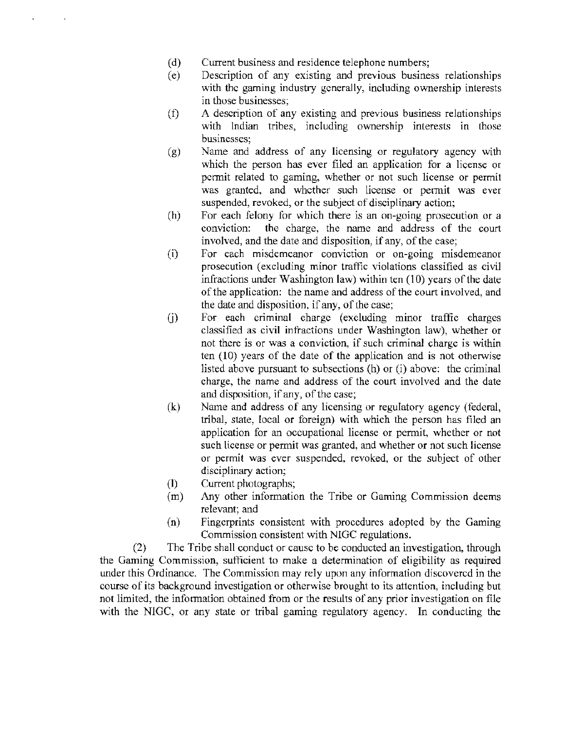(d) Current business and residence telephone numbers;

(e) Description of any existing and previous business relationships with the gaming industry generally, including ownership interests in those businesses;

(f) A description of any existing and previous business relationships with Indian tribes, including ownership interests in those businesses;

(g) Name and address of any licensing or regulatory agency with which the person has ever filed an application for a license or permit related to gaming, whether or not such license or permit was granted, and whether such license or permit was ever suspended, revoked, or the subject of disciplinary action;

(h) For each felony for which there is an on-going prosecution or a conviction: the charge, the name and address of the court involved, and the date and disposition, if any, of the case;

(i) For each misdemeanor conviction or on-going misdemeanor prosecution (excluding minor traffic violations classified as civil infractions under Washington law) within ten (10) years of the date of the application: the name and address of the court involved, and the date and disposition, if any, of the case;

(j) For each criminal charge (excluding minor traffic charges classified as civil infractions under Washington law), whether or not there is or was a conviction, if such criminal charge is within ten (10) years of the date of the application and is not otherwise listed above pursuant to subsections (h) or (i) above: the criminal charge, the name and address of the court involved and the date and disposition, if any, of the case;

(k) Name and address of any licensing or regulatory agency (federal, tribal, state, local or foreign) with which the person has filed an application for an occupational license or permit, whether or not such license or permit was granted, and whether or not such license or permit was ever suspended, revoked, or the subject of other disciplinary action;

(l) Current photographs;

(m) Any other information the Tribe or Gaming Commission deems relevant; and

(n) Fingerprints consistent with procedures adopted by the Gaming Commission consistent with NIGC regulations.

(2) The Tribe shall conduct or cause to be conducted an investigation, through the Gaming Commission, sufficient to make a determination of eligibility as required under this Ordinance. The Commission may rely upon any information discovered in the course of its background investigation or otherwise brought to its attention, including but not limited, the information obtained from or the results of any prior investigation on file with the NIGC, or any state or tribal gaming regulatory agency. In conducting the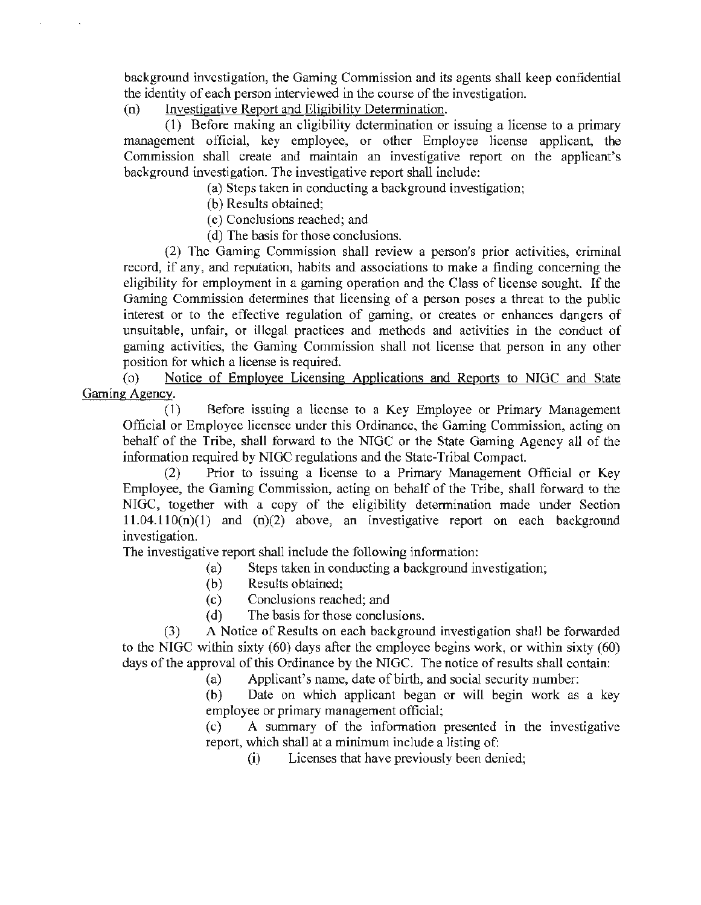background investigation, the Gaming Commission and its agents shall keep confidential the identity of each person interviewed in the course of the investigation.

(n) Investigative Report and Eligibility Determination.

(1) Before making an eligibility determination or issuing a license to a primary management official, key employee, or other Employee license applicant, the Commission shall create and maintain an investigative report on the applicant's background investigation. The investigative report shall include:

(a) Steps taken in conducting a background investigation;

(b) Results obtained;

(c) Conclusions reached; and

(d) The basis for those conclusions.

(2) The Gaming Commission shall review a person's prior activities, criminal record, if any, and reputation, habits and associations to make a finding concerning the eligibility for employment in a gaming operation and the Class of license sought. If the Gaming Commission determines that licensing of a person poses a threat to the public interest or to the effective regulation of gaming, or creates or enhances dangers of unsuitable, unfair, or illegal practices and methods and activities in the conduct of gaming activities, the Gaming Commission shall not license that person in any other position for which a license is required.

(o) Notice of Employee Licensing Applications and Reports to NIGC and State Gaming Agency.

(1) Before issuing a license to a Key Employee or Primary Management Official or Employee licensee under this Ordinance, the Gaming Commission, acting on behalf of the Tribe, shall forward to the NIGC or the State Gaming Agency all of the information required by NIGC regulations and the State-Tribal Compact.

(2) Prior to issuing a license to a Primary Management Official or Key Employee, the Gaming Commission, acting on behalf of the Tribe, shall forward to the NIGC, together with a copy of the eligibility determination made under Section 11.04.110(n)(1) and (n)(2) above, an investigative report on each background investigation.

The investigative report shall include the following information:

(a) Steps taken in conducting a background investigation;

(b) Results obtained;

(c) Conclusions reached; and

(d) The basis for those conclusions.

(3) A Notice of Results on each background investigation shall be forwarded to the NIGC within sixty (60) days after the employee begins work, or within sixty (60) days of the approval of this Ordinance by the NIGC. The notice of results shall contain:

(a) Applicant's name, date of birth, and social security number:

(b) Date on which applicant began or will begin work as a key employee or primary management official;

(c) A summary of the information presented in the investigative report, which shall at a minimum include a listing of:

(i) Licenses that have previously been denied;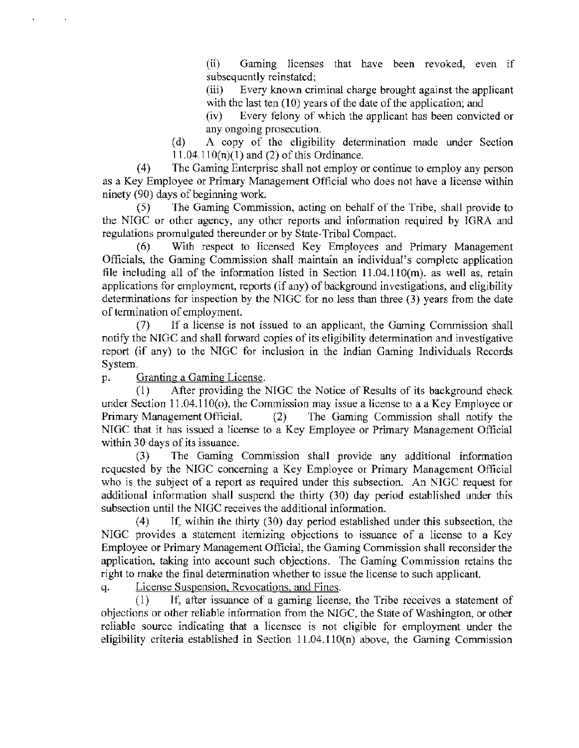(ii) Gaming licenses that have been revoked, even if subsequently reinstated;

(iii) Every known criminal charge brought against the applicant with the last ten (10) years of the date of the application; and

(iv) Every felony of which the applicant has been convicted or any ongoing prosecution.

(d) A copy of the eligibility determination made under Section 11.04.110(n)(1) and (2) of this Ordinance.

(4) The Gaming Enterprise shall not employ or continue to employ any person as a Key Employee or Primary Management Official who does not have a license within ninety (90) days of beginning work.

(5) The Gaming Commission, acting on behalf of the Tribe, shall provide to the NIGC or other agency, any other reports and information required by IGRA and regulations promulgated thereunder or by State-Tribal Compact.

(6) With respect to licensed Key Employees and Primary Management Officials, the Gaming Commission shall maintain an individual's complete application file including all of the information listed in Section 11.04.110(m). as well as, retain applications for employment, reports (if any) of background investigations, and eligibility determinations for inspection by the NIGC for no less than three (3) years from the date of termination of employment.

(7) If a license is not issued to an applicant, the Gaming Commission shall notify the NIGC and shall forward copies of its eligibility determination and investigative report (if any) to the NIGC for inclusion in the Indian Gaming Individuals Records System.

p. Granting a Gaming License.

(1) After providing the NIGC the Notice of Results of its background check under Section 11.04.110(o), the Commission may issue a license to a a Key Employee or Primary Management Official. (2) The Gaming Commission shall notify the NIGC that it has issued a license to a Key Employee or Primary Management Official within 30 days of its issuance.

(3) The Gaming Commission shall provide any additional information requested by the NIGC concerning a Key Employee or Primary Management Official who is the subject of a report as required under this subsection. An NIGC request for additional information shall suspend the thirty (30) day period established under this subsection until the NIGC receives the additional information.

(4) If, within the thirty (30) day period established under this subsection, the NIGC provides a statement itemizing objections to issuance of a license to a Key Employee or Primary Management Official, the Gaming Commission shall reconsider the application, taking into account such objections. The Gaming Commission retains the right to make the final determination whether to issue the license to such applicant.

q. License Suspension, Revocations, and Fines.

(1) If, after issuance of a gaming license, the Tribe receives a statement of objections or other reliable information from the NIGC, the State of Washington, or other reliable source indicating that a licensee is not eligible for employment under the eligibility criteria established in Section 11.04.110(n) above, the Gaming Commission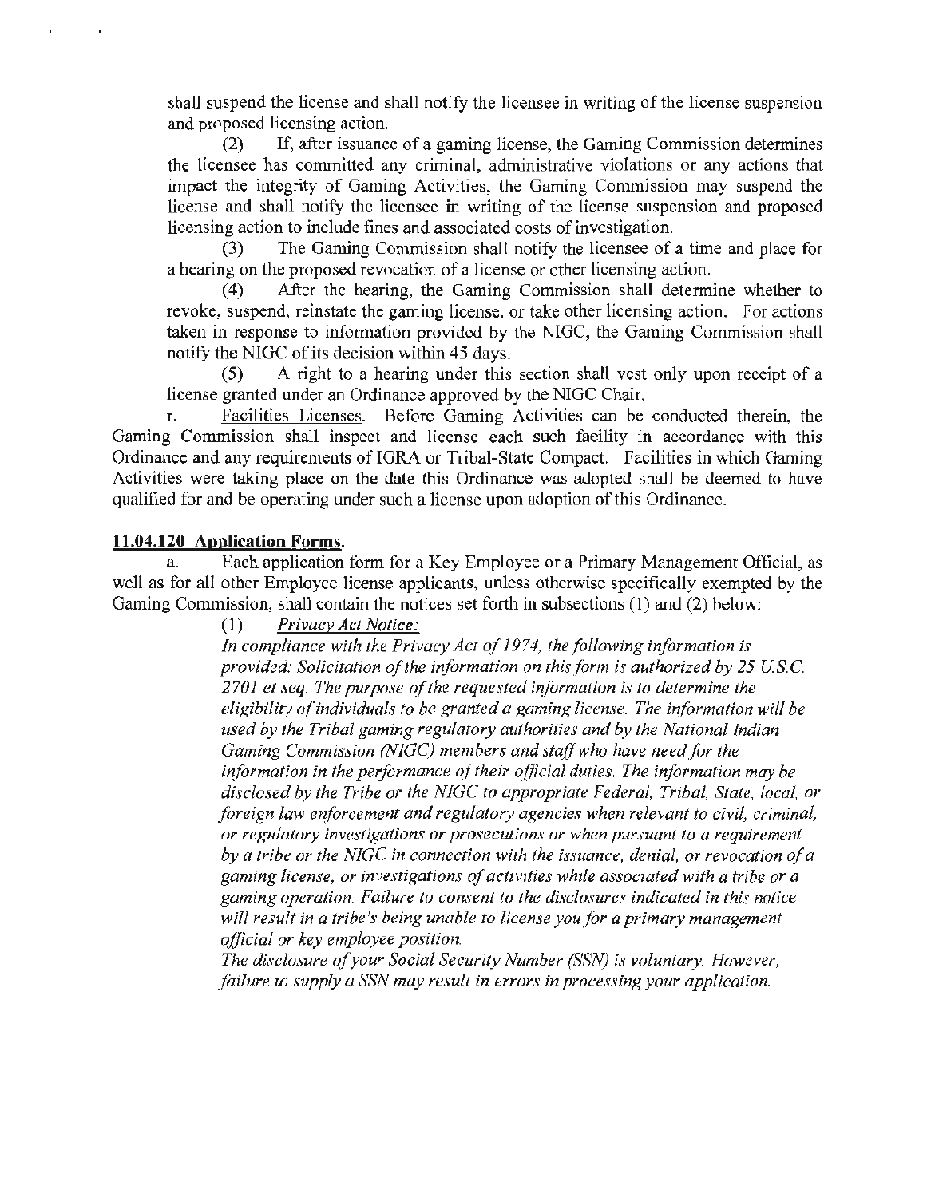shall suspend the license and shall notify the licensee in writing of the license suspension and proposed licensing action.

(2) If, after issuance of a gaming license, the Gaming Commission determines the licensee has committed any criminal, administrative violations or any actions that impact the integrity of Gaming Activities, the Gaming Commission may suspend the license and shall notify the licensee in writing of the license suspension and proposed licensing action to include fines and associated costs of investigation.

(3) The Gaming Commission shall notify the licensee of a time and place for a hearing on the proposed revocation of a license or other licensing action.

(4) After the hearing, the Gaming Commission shall determine whether to revoke, suspend, reinstate the gaming license, or take other licensing action. For actions taken in response to information provided by the NIGC, the Gaming Commission shall notify the NIGC of its decision within 45 days.

(5) A right to a hearing under this section shall vest only upon receipt of a license granted under an Ordinance approved by the NIGC Chair.

r. Facilities Licenses. Before Gaming Activities can be conducted therein, the Gaming Commission shall inspect and license each such facility in accordance with this Ordinance and any requirements of IGRA or Tribal-State Compact. Facilities in which Gaming Activities were taking place on the date this Ordinance was adopted shall be deemed to have qualified for and be operating under such a license upon adoption of this Ordinance.

**11.04.120 Application Forms.**

a. Each application form for a Key Employee or a Primary Management Official, as well as for all other Employee license applicants, unless otherwise specifically exempted by the Gaming Commission, shall contain the notices set forth in subsections (1) and (2) below:

(1) *Privacy Act Notice:*

*In compliance with the Privacy Act of 1974, the following information is provided: Solicitation of the information on this form is authorized by 25 U.S.C. 2701 et seq. The purpose of the requested information is to determine the eligibility of individuals to be granted a gaming license. The information will be used by the Tribal gaming regulatory authorities and by the National Indian Gaming Commission (NIGC) members and staff who have need for the information in the performance of their official duties. The information may be disclosed by the Tribe or the NIGC to appropriate Federal, Tribal, State, local, or foreign law enforcement and regulatory agencies when relevant to civil, criminal, or regulatory investigations or prosecutions or when pursuant to a requirement by a tribe or the NIGC in connection with the issuance, denial, or revocation of a gaming license, or investigations of activities while associated with a tribe or a gaming operation. Failure to consent to the disclosures indicated in this notice will result in a tribe's being unable to license you for a primary management official or key employee position.*

*The disclosure of your Social Security Number (SSN) is voluntary. However, failure to supply a SSN may result in errors in processing your application.*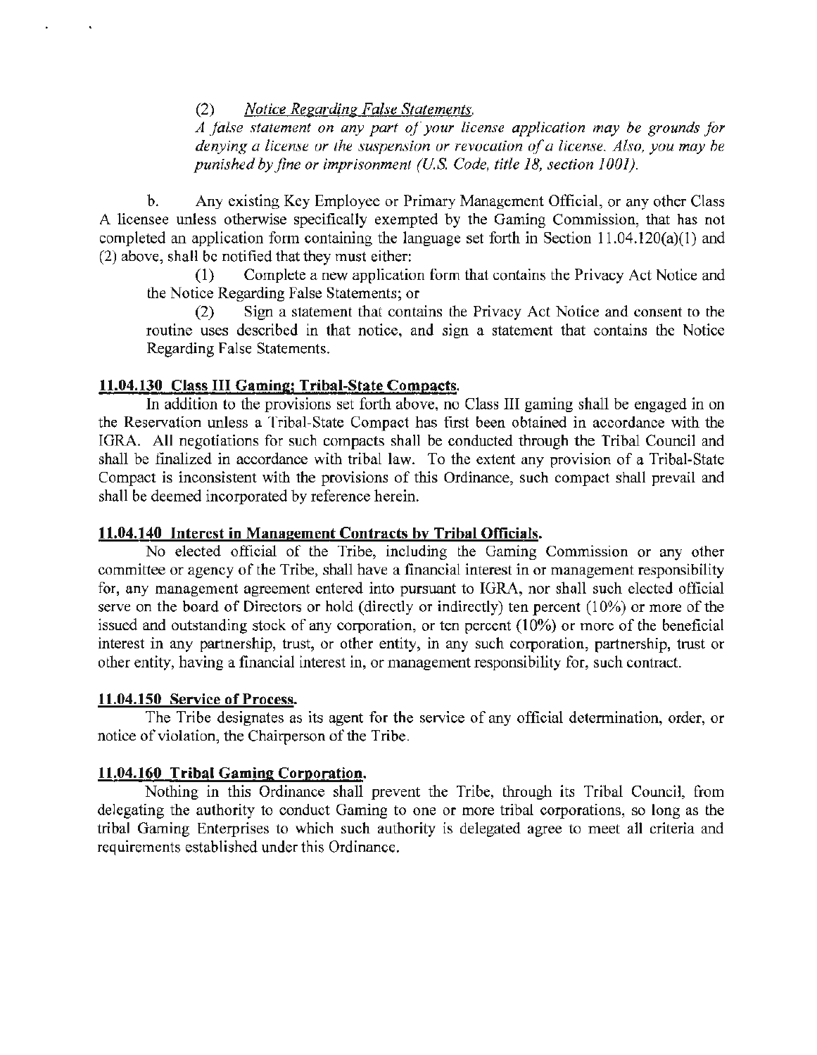(2) *Notice Regarding False Statements.*

*A false statement on any part of your license application may be grounds for denying a license or the suspension or revocation of a license. Also, you may be punished by fine or imprisonment (U.S. Code, title 18, section 1001).*

b. Any existing Key Employee or Primary Management Official, or any other Class A licensee unless otherwise specifically exempted by the Gaming Commission, that has not completed an application form containing the language set forth in Section 11.04.120(a)(1) and (2) above, shall be notified that they must either:

(1) Complete a new application form that contains the Privacy Act Notice and the Notice Regarding False Statements; or

(2) Sign a statement that contains the Privacy Act Notice and consent to the routine uses described in that notice, and sign a statement that contains the Notice Regarding False Statements.

**11.04.130 Class III Gaming; Tribal-State Compacts.**

In addition to the provisions set forth above, no Class III gaming shall be engaged in on the Reservation unless a Tribal-State Compact has first been obtained in accordance with the IGRA. All negotiations for such compacts shall be conducted through the Tribal Council and shall be finalized in accordance with tribal law. To the extent any provision of a Tribal-State Compact is inconsistent with the provisions of this Ordinance, such compact shall prevail and shall be deemed incorporated by reference herein.

**11.04.140 Interest in Management Contracts by Tribal Officials.**

No elected official of the Tribe, including the Gaming Commission or any other committee or agency of the Tribe, shall have a financial interest in or management responsibility for, any management agreement entered into pursuant to IGRA, nor shall such elected official serve on the board of Directors or hold (directly or indirectly) ten percent (10%) or more of the issued and outstanding stock of any corporation, or ten percent (10%) or more of the beneficial interest in any partnership, trust, or other entity, in any such corporation, partnership, trust or other entity, having a financial interest in, or management responsibility for, such contract.

**11.04.150 Service of Process.**

The Tribe designates as its agent for the service of any official determination, order, or notice of violation, the Chairperson of the Tribe.

**11.04.160 Tribal Gaming Corporation.**

Nothing in this Ordinance shall prevent the Tribe, through its Tribal Council, from delegating the authority to conduct Gaming to one or more tribal corporations, so long as the tribal Gaming Enterprises to which such authority is delegated agree to meet all criteria and requirements established under this Ordinance.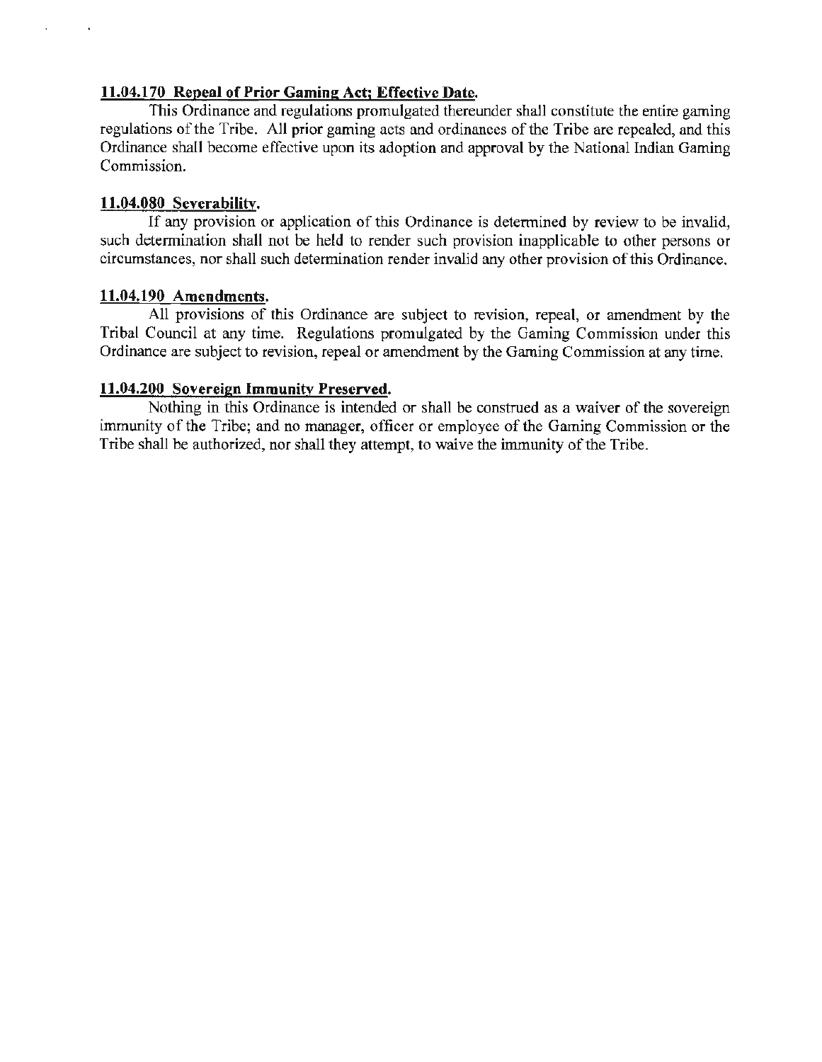**11.04.170 Repeal of Prior Gaming Act; Effective Date.**

This Ordinance and regulations promulgated thereunder shall constitute the entire gaming regulations of the Tribe. All prior gaming acts and ordinances of the Tribe are repealed, and this Ordinance shall become effective upon its adoption and approval by the National Indian Gaming Commission.

**11.04.080 Severability.**

If any provision or application of this Ordinance is determined by review to be invalid, such determination shall not be held to render such provision inapplicable to other persons or circumstances, nor shall such determination render invalid any other provision of this Ordinance.

**11.04.190 Amendments.**

All provisions of this Ordinance are subject to revision, repeal, or amendment by the Tribal Council at any time. Regulations promulgated by the Gaming Commission under this Ordinance are subject to revision, repeal or amendment by the Gaming Commission at any time.

**11.04.200 Sovereign Immunity Preserved.**

Nothing in this Ordinance is intended or shall be construed as a waiver of the sovereign immunity of the Tribe; and no manager, officer or employee of the Gaming Commission or the Tribe shall be authorized, nor shall they attempt, to waive the immunity of the Tribe.